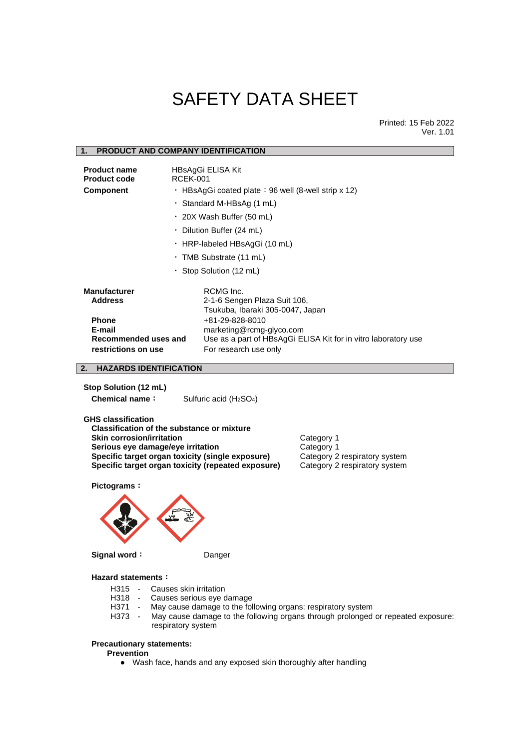# SAFETY DATA SHEET

Printed: 15 Feb 2022
Ver. 1.01

## 1. PRODUCT AND COMPANY IDENTIFICATION

**Product name** HBsAgGi ELISA Kit
**Product code** RCEK-001
**Component**

- HBsAgGi coated plate：96 well (8-well strip x 12)
- Standard M-HBsAg (1 mL)
- 20X Wash Buffer (50 mL)
- Dilution Buffer (24 mL)
- HRP-labeled HBsAgGi (10 mL)
- TMB Substrate (11 mL)
- Stop Solution (12 mL)

**Manufacturer** RCMG Inc.
**Address** 2-1-6 Sengen Plaza Suit 106, Tsukuba, Ibaraki 305-0047, Japan
**Phone** +81-29-828-8010
**E-mail** marketing@rcmg-glyco.com
**Recommended uses and restrictions on use** Use as a part of HBsAgGi ELISA Kit for in vitro laboratory use
For research use only

## 2. HAZARDS IDENTIFICATION

**Stop Solution (12 mL)**

**Chemical name：** Sulfuric acid ($H_2SO_4$)

**GHS classification**

**Classification of the substance or mixture**

| | |
|---|---|
| **Skin corrosion/irritation** | Category 1 |
| **Serious eye damage/eye irritation** | Category 1 |
| **Specific target organ toxicity (single exposure)** | Category 2 respiratory system |
| **Specific target organ toxicity (repeated exposure)** | Category 2 respiratory system |

**Pictograms：**

**Signal word：** Danger

**Hazard statements：**

- H315 - Causes skin irritation
- H318 - Causes serious eye damage
- H371 - May cause damage to the following organs: respiratory system
- H373 - May cause damage to the following organs through prolonged or repeated exposure: respiratory system

**Precautionary statements:**

**Prevention**

- Wash face, hands and any exposed skin thoroughly after handling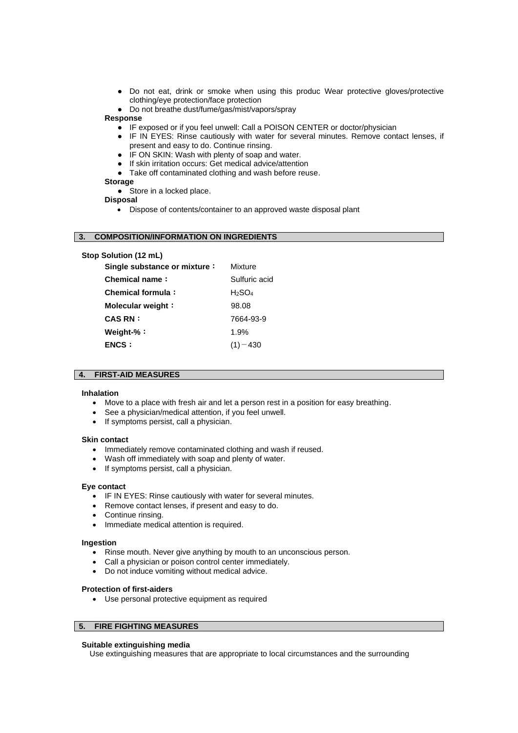- Do not eat, drink or smoke when using this produc Wear protective gloves/protective clothing/eye protection/face protection
- Do not breathe dust/fume/gas/mist/vapors/spray

**Response**

- IF exposed or if you feel unwell: Call a POISON CENTER or doctor/physician
- IF IN EYES: Rinse cautiously with water for several minutes. Remove contact lenses, if present and easy to do. Continue rinsing.
- IF ON SKIN: Wash with plenty of soap and water.
- If skin irritation occurs: Get medical advice/attention
- Take off contaminated clothing and wash before reuse.

**Storage**

- Store in a locked place.

**Disposal**

- Dispose of contents/container to an approved waste disposal plant

## 3. COMPOSITION/INFORMATION ON INGREDIENTS

**Stop Solution (12 mL)**

| | |
|---|---|
| **Single substance or mixture：** | Mixture |
| **Chemical name：** | Sulfuric acid |
| **Chemical formula：** | $H_2SO_4$ |
| **Molecular weight：** | 98.08 |
| **CAS RN：** | 7664-93-9 |
| **Weight-%：** | 1.9% |
| **ENCS：** | (1)－430 |

## 4. FIRST-AID MEASURES

**Inhalation**

- Move to a place with fresh air and let a person rest in a position for easy breathing.
- See a physician/medical attention, if you feel unwell.
- If symptoms persist, call a physician.

**Skin contact**

- Immediately remove contaminated clothing and wash if reused.
- Wash off immediately with soap and plenty of water.
- If symptoms persist, call a physician.

**Eye contact**

- IF IN EYES: Rinse cautiously with water for several minutes.
- Remove contact lenses, if present and easy to do.
- Continue rinsing.
- Immediate medical attention is required.

**Ingestion**

- Rinse mouth. Never give anything by mouth to an unconscious person.
- Call a physician or poison control center immediately.
- Do not induce vomiting without medical advice.

**Protection of first-aiders**

- Use personal protective equipment as required

## 5. FIRE FIGHTING MEASURES

**Suitable extinguishing media**

Use extinguishing measures that are appropriate to local circumstances and the surrounding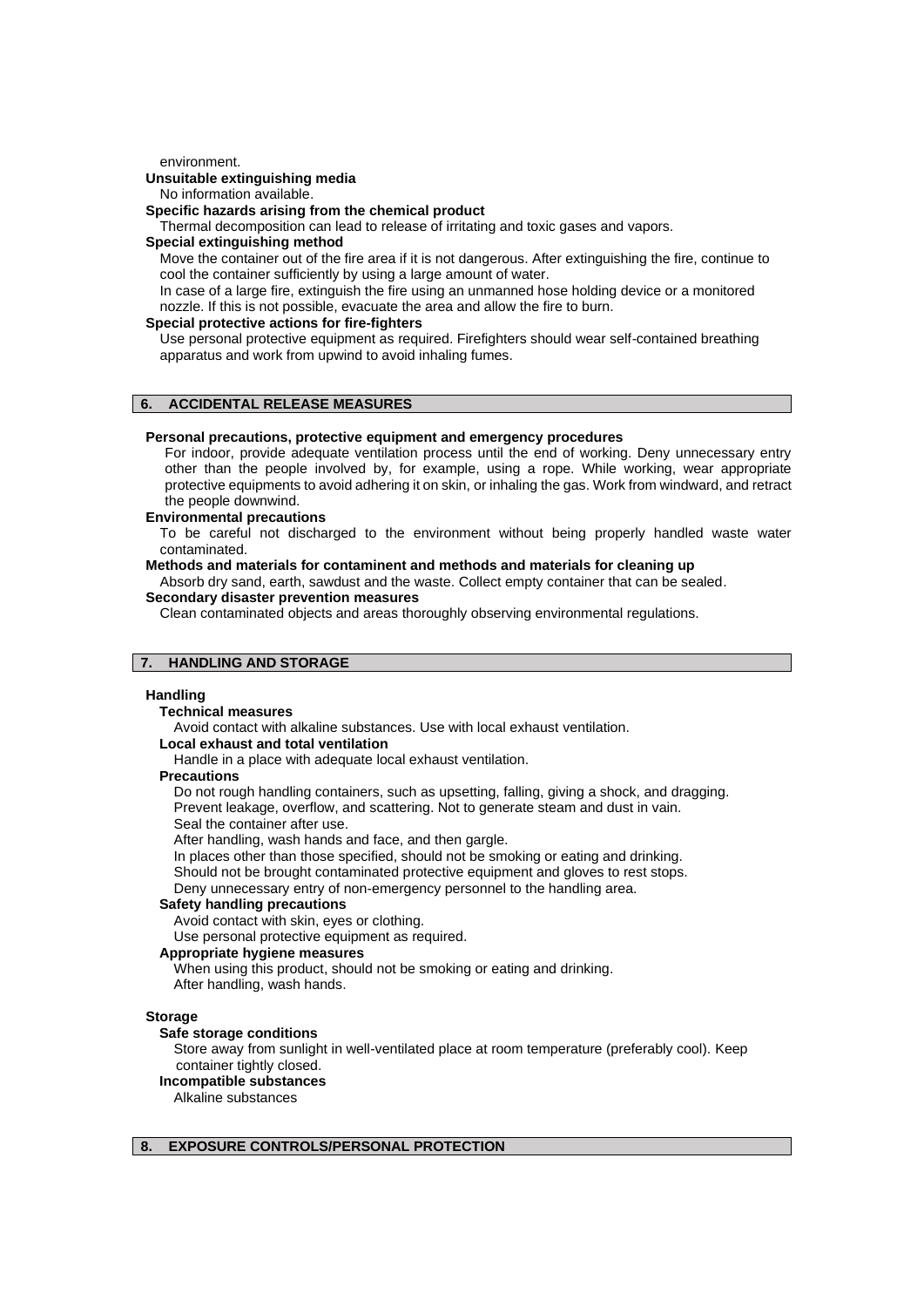environment.

**Unsuitable extinguishing media**

No information available.

**Specific hazards arising from the chemical product**

Thermal decomposition can lead to release of irritating and toxic gases and vapors.

**Special extinguishing method**

Move the container out of the fire area if it is not dangerous. After extinguishing the fire, continue to cool the container sufficiently by using a large amount of water.

In case of a large fire, extinguish the fire using an unmanned hose holding device or a monitored nozzle. If this is not possible, evacuate the area and allow the fire to burn.

**Special protective actions for fire-fighters**

Use personal protective equipment as required. Firefighters should wear self-contained breathing apparatus and work from upwind to avoid inhaling fumes.

## 6. ACCIDENTAL RELEASE MEASURES

**Personal precautions, protective equipment and emergency procedures**

For indoor, provide adequate ventilation process until the end of working. Deny unnecessary entry other than the people involved by, for example, using a rope. While working, wear appropriate protective equipments to avoid adhering it on skin, or inhaling the gas. Work from windward, and retract the people downwind.

**Environmental precautions**

To be careful not discharged to the environment without being properly handled waste water contaminated.

**Methods and materials for contaminent and methods and materials for cleaning up**

Absorb dry sand, earth, sawdust and the waste. Collect empty container that can be sealed.

**Secondary disaster prevention measures**

Clean contaminated objects and areas thoroughly observing environmental regulations.

## 7. HANDLING AND STORAGE

**Handling**

**Technical measures**

Avoid contact with alkaline substances. Use with local exhaust ventilation.

**Local exhaust and total ventilation**

Handle in a place with adequate local exhaust ventilation.

**Precautions**

Do not rough handling containers, such as upsetting, falling, giving a shock, and dragging.
Prevent leakage, overflow, and scattering. Not to generate steam and dust in vain.
Seal the container after use.
After handling, wash hands and face, and then gargle.
In places other than those specified, should not be smoking or eating and drinking.
Should not be brought contaminated protective equipment and gloves to rest stops.
Deny unnecessary entry of non-emergency personnel to the handling area.

**Safety handling precautions**

Avoid contact with skin, eyes or clothing.
Use personal protective equipment as required.

**Appropriate hygiene measures**

When using this product, should not be smoking or eating and drinking.
After handling, wash hands.

**Storage**

**Safe storage conditions**

Store away from sunlight in well-ventilated place at room temperature (preferably cool). Keep container tightly closed.

**Incompatible substances**

Alkaline substances

## 8. EXPOSURE CONTROLS/PERSONAL PROTECTION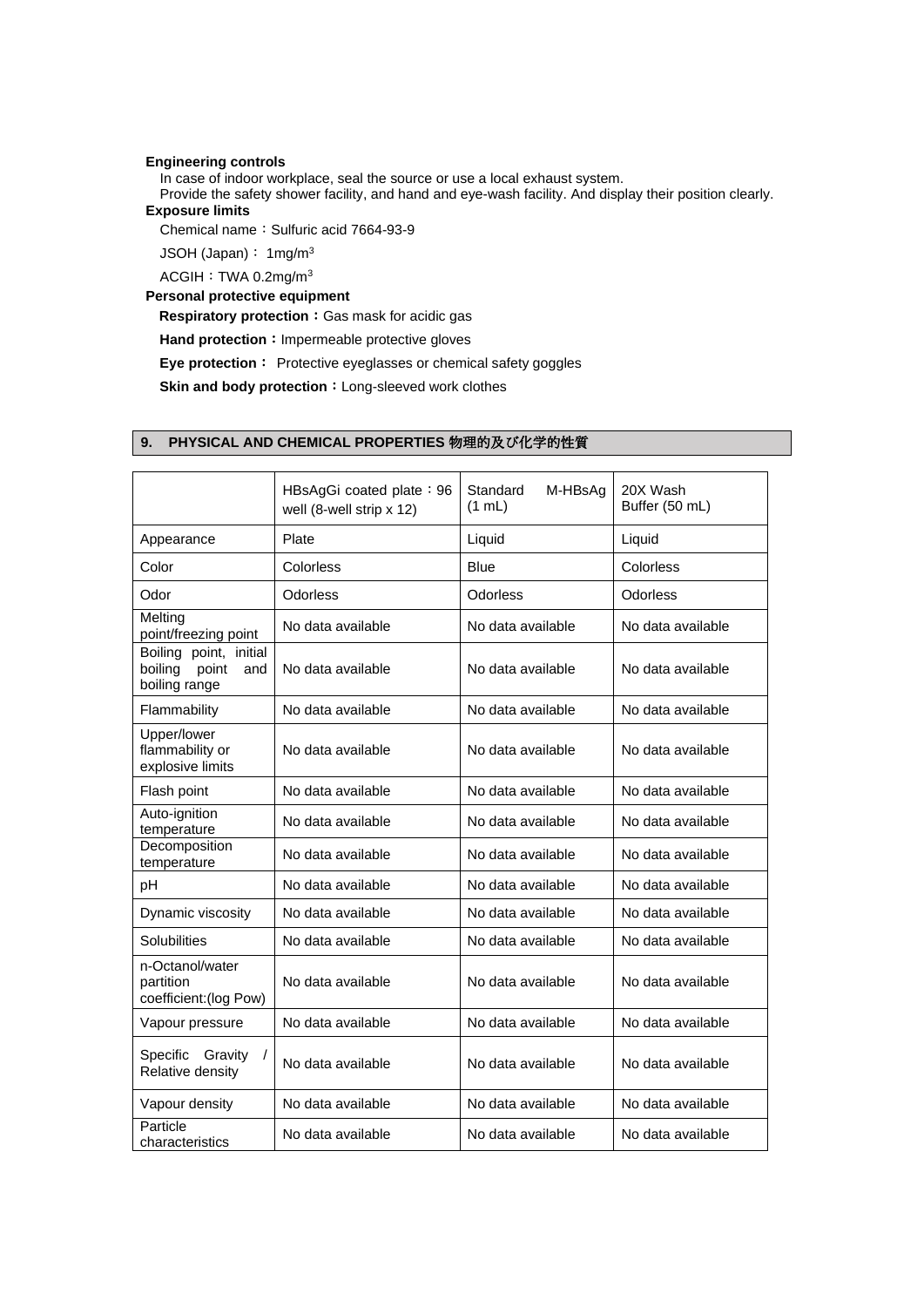**Engineering controls**

In case of indoor workplace, seal the source or use a local exhaust system.

Provide the safety shower facility, and hand and eye-wash facility. And display their position clearly.

**Exposure limits**

Chemical name：Sulfuric acid 7664-93-9

JSOH (Japan)： 1mg/$m^3$

ACGIH：TWA 0.2mg/$m^3$

**Personal protective equipment**

**Respiratory protection：**Gas mask for acidic gas

**Hand protection：**Impermeable protective gloves

**Eye protection：** Protective eyeglasses or chemical safety goggles

**Skin and body protection：**Long-sleeved work clothes

## 9. PHYSICAL AND CHEMICAL PROPERTIES 物理的及び化学的性質

| | HBsAgGi coated plate：96 well (8-well strip x 12) | Standard M-HBsAg (1 mL) | 20X Wash Buffer (50 mL) |
|---|---|---|---|
| Appearance | Plate | Liquid | Liquid |
| Color | Colorless | Blue | Colorless |
| Odor | Odorless | Odorless | Odorless |
| Melting point/freezing point | No data available | No data available | No data available |
| Boiling point, initial boiling point and boiling range | No data available | No data available | No data available |
| Flammability | No data available | No data available | No data available |
| Upper/lower flammability or explosive limits | No data available | No data available | No data available |
| Flash point | No data available | No data available | No data available |
| Auto-ignition temperature | No data available | No data available | No data available |
| Decomposition temperature | No data available | No data available | No data available |
| pH | No data available | No data available | No data available |
| Dynamic viscosity | No data available | No data available | No data available |
| Solubilities | No data available | No data available | No data available |
| n-Octanol/water partition coefficient:(log Pow) | No data available | No data available | No data available |
| Vapour pressure | No data available | No data available | No data available |
| Specific Gravity / Relative density | No data available | No data available | No data available |
| Vapour density | No data available | No data available | No data available |
| Particle characteristics | No data available | No data available | No data available |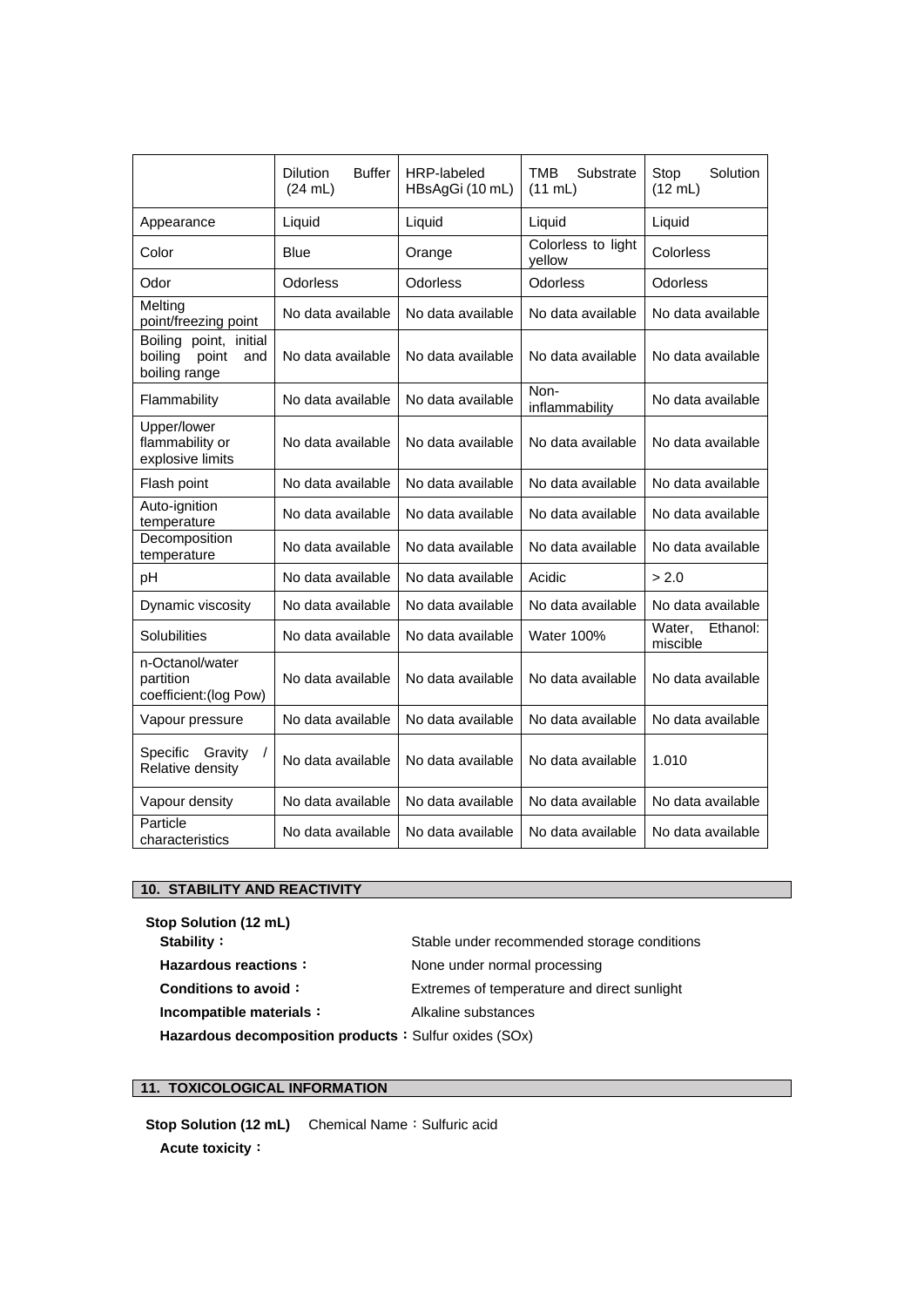| | Dilution Buffer (24 mL) | HRP-labeled HBsAgGi (10 mL) | TMB Substrate (11 mL) | Stop Solution (12 mL) |
|---|---|---|---|---|
| Appearance | Liquid | Liquid | Liquid | Liquid |
| Color | Blue | Orange | Colorless to light yellow | Colorless |
| Odor | Odorless | Odorless | Odorless | Odorless |
| Melting point/freezing point | No data available | No data available | No data available | No data available |
| Boiling point, initial boiling point and boiling range | No data available | No data available | No data available | No data available |
| Flammability | No data available | No data available | Non-inflammability | No data available |
| Upper/lower flammability or explosive limits | No data available | No data available | No data available | No data available |
| Flash point | No data available | No data available | No data available | No data available |
| Auto-ignition temperature | No data available | No data available | No data available | No data available |
| Decomposition temperature | No data available | No data available | No data available | No data available |
| pH | No data available | No data available | Acidic | > 2.0 |
| Dynamic viscosity | No data available | No data available | No data available | No data available |
| Solubilities | No data available | No data available | Water 100% | Water, Ethanol: miscible |
| n-Octanol/water partition coefficient:(log Pow) | No data available | No data available | No data available | No data available |
| Vapour pressure | No data available | No data available | No data available | No data available |
| Specific Gravity / Relative density | No data available | No data available | No data available | 1.010 |
| Vapour density | No data available | No data available | No data available | No data available |
| Particle characteristics | No data available | No data available | No data available | No data available |

## 10. STABILITY AND REACTIVITY

**Stop Solution (12 mL)**

**Stability：** Stable under recommended storage conditions

**Hazardous reactions：** None under normal processing

**Conditions to avoid：** Extremes of temperature and direct sunlight

**Incompatible materials：** Alkaline substances

**Hazardous decomposition products：** Sulfur oxides (SOx)

## 11. TOXICOLOGICAL INFORMATION

**Stop Solution (12 mL)** Chemical Name：Sulfuric acid

**Acute toxicity：**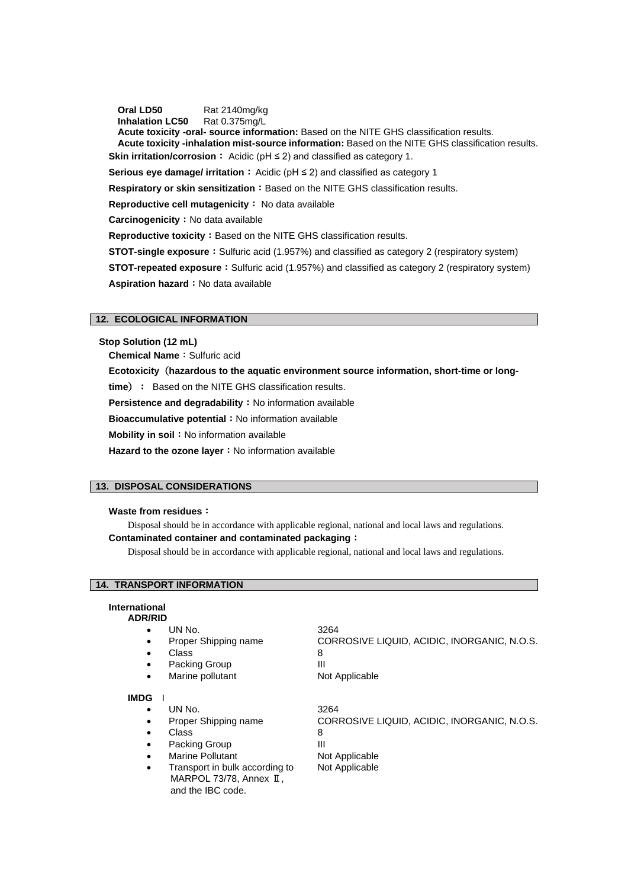**Oral LD50** Rat 2140mg/kg
**Inhalation LC50** Rat 0.375mg/L
**Acute toxicity -oral- source information:** Based on the NITE GHS classification results.
**Acute toxicity -inhalation mist-source information:** Based on the NITE GHS classification results.

**Skin irritation/corrosion：** Acidic (pH ≤ 2) and classified as category 1.

**Serious eye damage/ irritation：** Acidic (pH ≤ 2) and classified as category 1

**Respiratory or skin sensitization：**Based on the NITE GHS classification results.

**Reproductive cell mutagenicity：** No data available

**Carcinogenicity：**No data available

**Reproductive toxicity：**Based on the NITE GHS classification results.

**STOT-single exposure：**Sulfuric acid (1.957%) and classified as category 2 (respiratory system)

**STOT-repeated exposure：**Sulfuric acid (1.957%) and classified as category 2 (respiratory system)

**Aspiration hazard：**No data available

## 12. ECOLOGICAL INFORMATION

**Stop Solution (12 mL)**

**Chemical Name**：Sulfuric acid

**Ecotoxicity（hazardous to the aquatic environment source information, short-time or long-time）：** Based on the NITE GHS classification results.

**Persistence and degradability：**No information available

**Bioaccumulative potential：**No information available

**Mobility in soil：**No information available

**Hazard to the ozone layer：**No information available

## 13. DISPOSAL CONSIDERATIONS

**Waste from residues：**

Disposal should be in accordance with applicable regional, national and local laws and regulations.

**Contaminated container and contaminated packaging：**

Disposal should be in accordance with applicable regional, national and local laws and regulations.

## 14. TRANSPORT INFORMATION

**International**

**ADR/RID**

- UN No. 3264
- Proper Shipping name CORROSIVE LIQUID, ACIDIC, INORGANIC, N.O.S.
- Class 8
- Packing Group III
- Marine pollutant Not Applicable

**IMDG**

- UN No. 3264
- Proper Shipping name CORROSIVE LIQUID, ACIDIC, INORGANIC, N.O.S.
- Class 8
- Packing Group III
- Marine Pollutant Not Applicable
- Transport in bulk according to MARPOL 73/78, Annex Ⅱ, and the IBC code. Not Applicable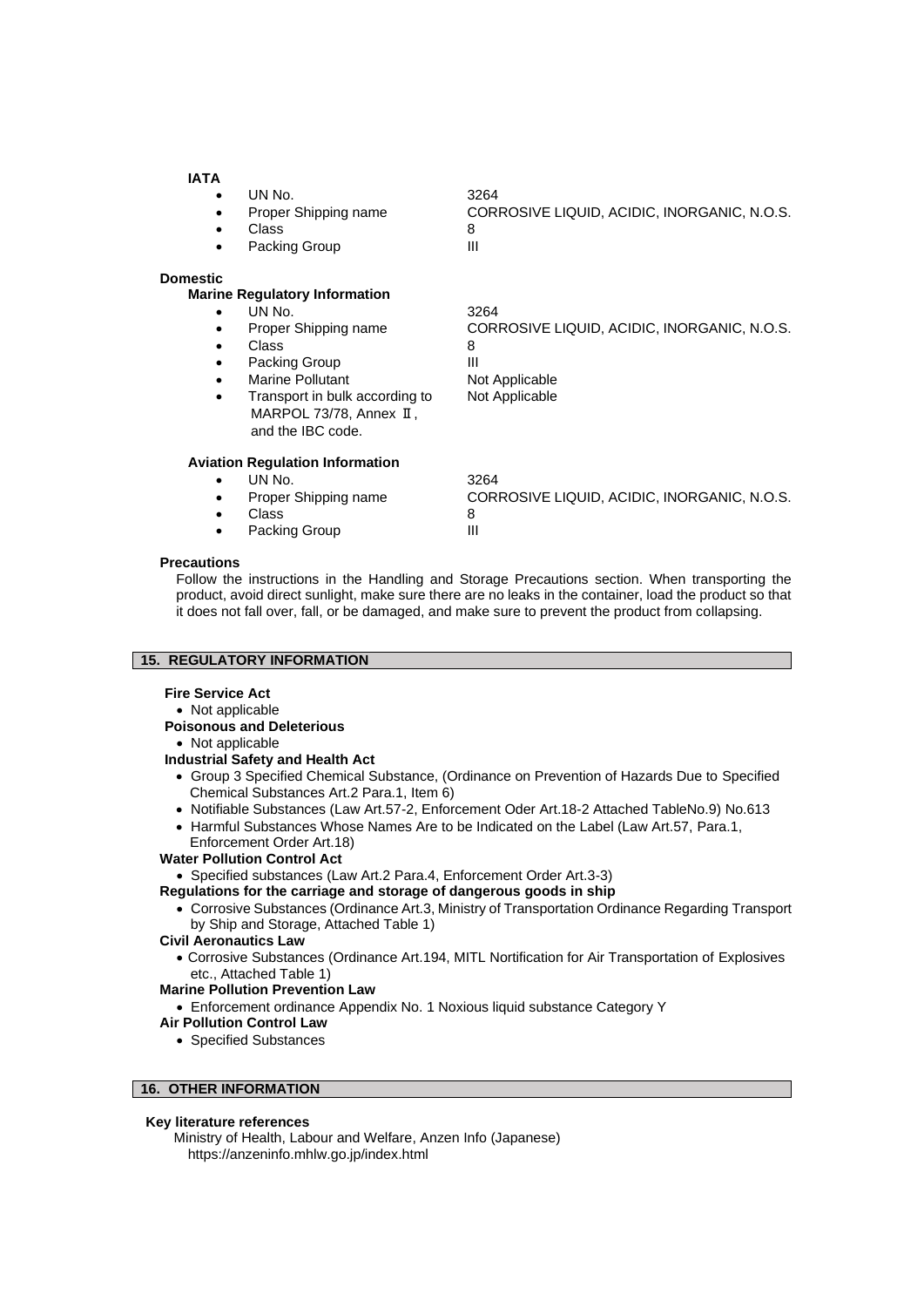**IATA**

- UN No. 3264
- Proper Shipping name CORROSIVE LIQUID, ACIDIC, INORGANIC, N.O.S.
- Class 8
- Packing Group III

**Domestic**

**Marine Regulatory Information**

- UN No. 3264
- Proper Shipping name CORROSIVE LIQUID, ACIDIC, INORGANIC, N.O.S.
- Class 8
- Packing Group III
- Marine Pollutant Not Applicable
- Transport in bulk according to MARPOL 73/78, Annex Ⅱ, and the IBC code. Not Applicable

**Aviation Regulation Information**

- UN No. 3264
- Proper Shipping name CORROSIVE LIQUID, ACIDIC, INORGANIC, N.O.S.
- Class 8
- Packing Group III

**Precautions**

Follow the instructions in the Handling and Storage Precautions section. When transporting the product, avoid direct sunlight, make sure there are no leaks in the container, load the product so that it does not fall over, fall, or be damaged, and make sure to prevent the product from collapsing.

## 15. REGULATORY INFORMATION

**Fire Service Act**

- Not applicable

**Poisonous and Deleterious**

- Not applicable

**Industrial Safety and Health Act**

- Group 3 Specified Chemical Substance, (Ordinance on Prevention of Hazards Due to Specified Chemical Substances Art.2 Para.1, Item 6)
- Notifiable Substances (Law Art.57-2, Enforcement Oder Art.18-2 Attached TableNo.9) No.613
- Harmful Substances Whose Names Are to be Indicated on the Label (Law Art.57, Para.1, Enforcement Order Art.18)

**Water Pollution Control Act**

- Specified substances (Law Art.2 Para.4, Enforcement Order Art.3-3)

**Regulations for the carriage and storage of dangerous goods in ship**

- Corrosive Substances (Ordinance Art.3, Ministry of Transportation Ordinance Regarding Transport by Ship and Storage, Attached Table 1)

**Civil Aeronautics Law**

- Corrosive Substances (Ordinance Art.194, MITL Nortification for Air Transportation of Explosives etc., Attached Table 1)

**Marine Pollution Prevention Law**

- Enforcement ordinance Appendix No. 1 Noxious liquid substance Category Y

**Air Pollution Control Law**

- Specified Substances

## 16. OTHER INFORMATION

**Key literature references**

Ministry of Health, Labour and Welfare, Anzen Info (Japanese)
https://anzeninfo.mhlw.go.jp/index.html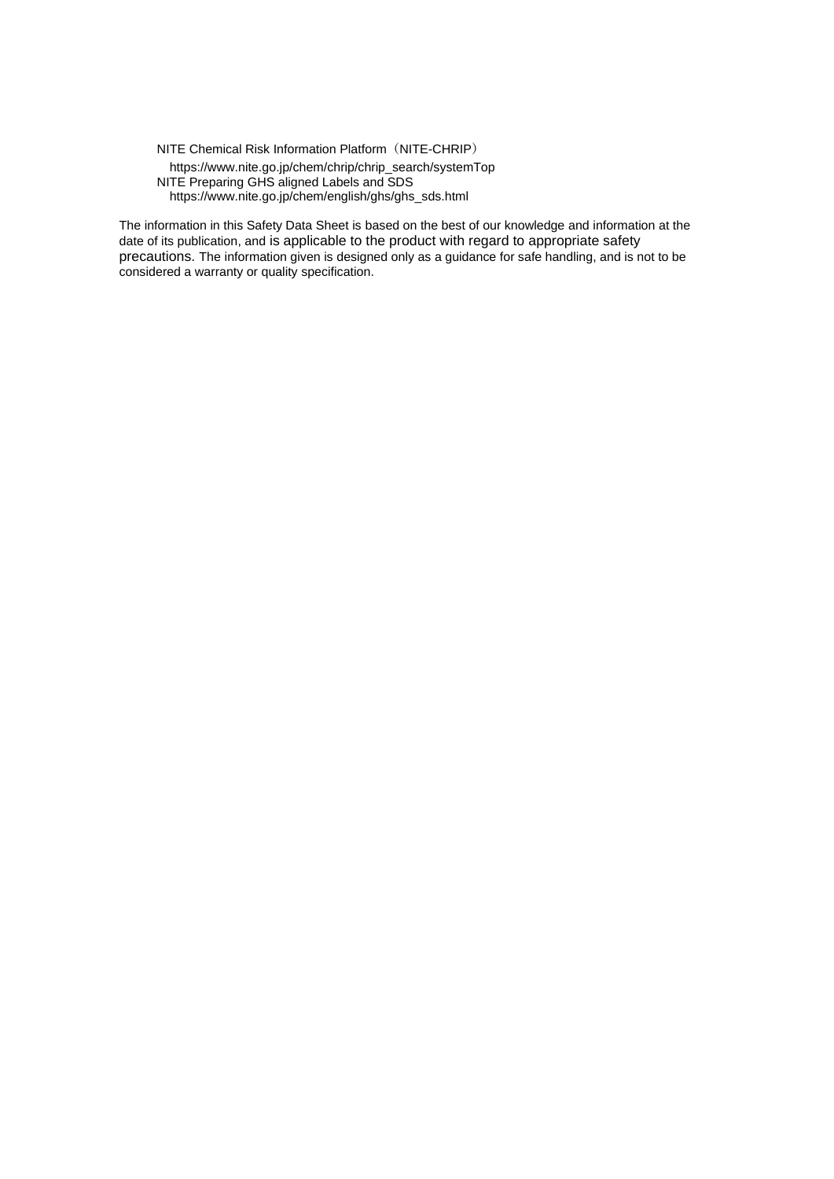NITE Chemical Risk Information Platform（NITE-CHRIP）

https://www.nite.go.jp/chem/chrip/chrip_search/systemTop

NITE Preparing GHS aligned Labels and SDS

https://www.nite.go.jp/chem/english/ghs/ghs_sds.html

The information in this Safety Data Sheet is based on the best of our knowledge and information at the date of its publication, and is applicable to the product with regard to appropriate safety precautions. The information given is designed only as a guidance for safe handling, and is not to be considered a warranty or quality specification.